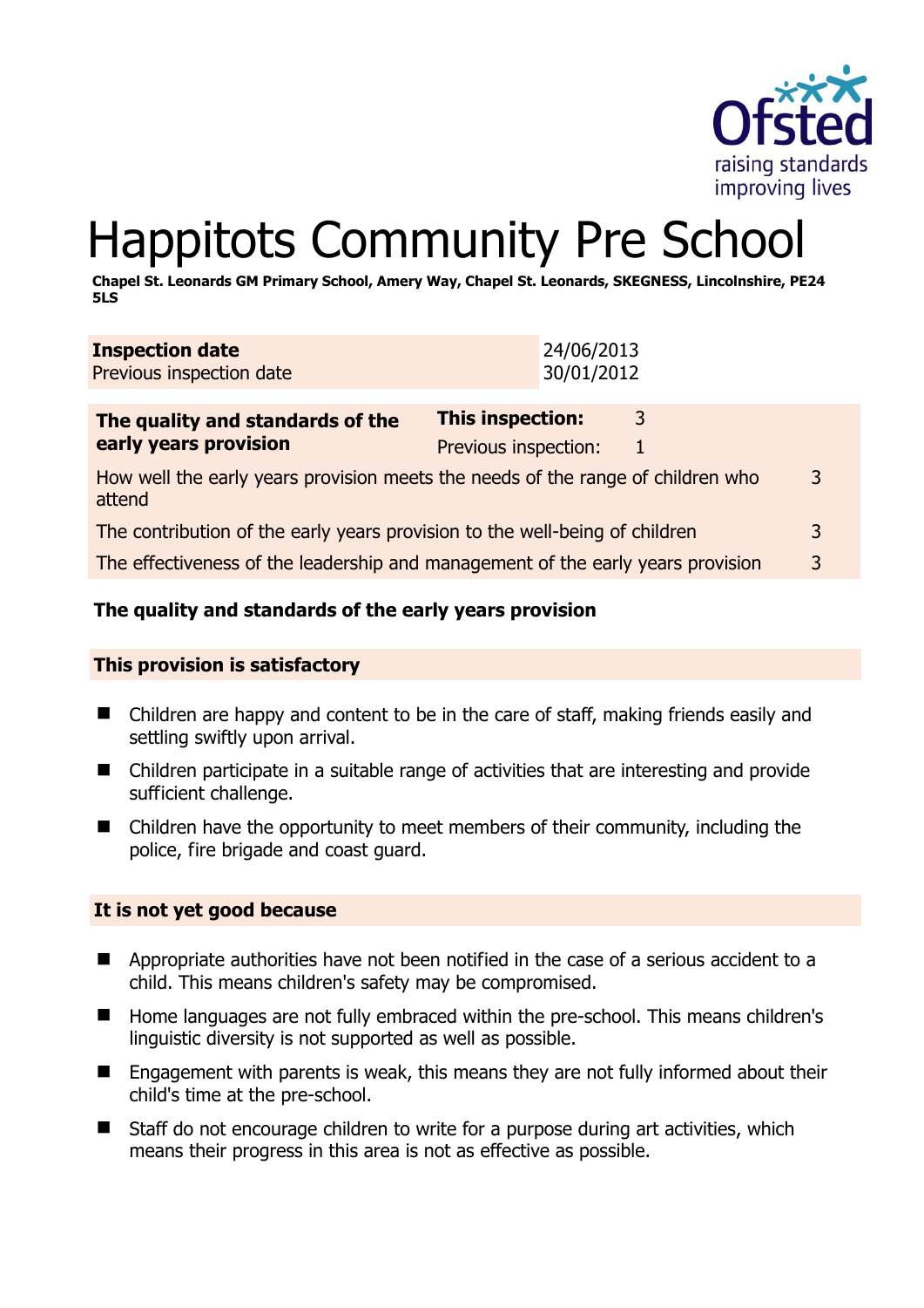# Happitots Community Pre School

**Chapel St. Leonards GM Primary School, Amery Way, Chapel St. Leonards, SKEGNESS, Lincolnshire, PE24 5LS**

| **Inspection date** | 24/06/2013 |
|---|---|
| Previous inspection date | 30/01/2012 |

| **The quality and standards of the early years provision** | **This inspection:** | 3 |
|---|---|---|
| | Previous inspection: | 1 |
| How well the early years provision meets the needs of the range of children who attend | | 3 |
| The contribution of the early years provision to the well-being of children | | 3 |
| The effectiveness of the leadership and management of the early years provision | | 3 |

### The quality and standards of the early years provision

### This provision is satisfactory

- Children are happy and content to be in the care of staff, making friends easily and settling swiftly upon arrival.
- Children participate in a suitable range of activities that are interesting and provide sufficient challenge.
- Children have the opportunity to meet members of their community, including the police, fire brigade and coast guard.

### It is not yet good because

- Appropriate authorities have not been notified in the case of a serious accident to a child. This means children's safety may be compromised.
- Home languages are not fully embraced within the pre-school. This means children's linguistic diversity is not supported as well as possible.
- Engagement with parents is weak, this means they are not fully informed about their child's time at the pre-school.
- Staff do not encourage children to write for a purpose during art activities, which means their progress in this area is not as effective as possible.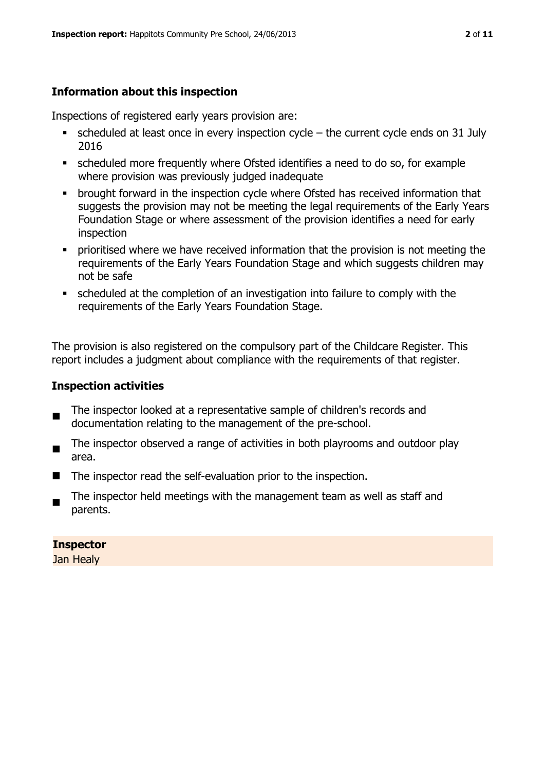### Information about this inspection

Inspections of registered early years provision are:

- scheduled at least once in every inspection cycle – the current cycle ends on 31 July 2016
- scheduled more frequently where Ofsted identifies a need to do so, for example where provision was previously judged inadequate
- brought forward in the inspection cycle where Ofsted has received information that suggests the provision may not be meeting the legal requirements of the Early Years Foundation Stage or where assessment of the provision identifies a need for early inspection
- prioritised where we have received information that the provision is not meeting the requirements of the Early Years Foundation Stage and which suggests children may not be safe
- scheduled at the completion of an investigation into failure to comply with the requirements of the Early Years Foundation Stage.

The provision is also registered on the compulsory part of the Childcare Register. This report includes a judgment about compliance with the requirements of that register.

### Inspection activities

- The inspector looked at a representative sample of children's records and documentation relating to the management of the pre-school.
- The inspector observed a range of activities in both playrooms and outdoor play area.
- The inspector read the self-evaluation prior to the inspection.
- The inspector held meetings with the management team as well as staff and parents.

**Inspector**
Jan Healy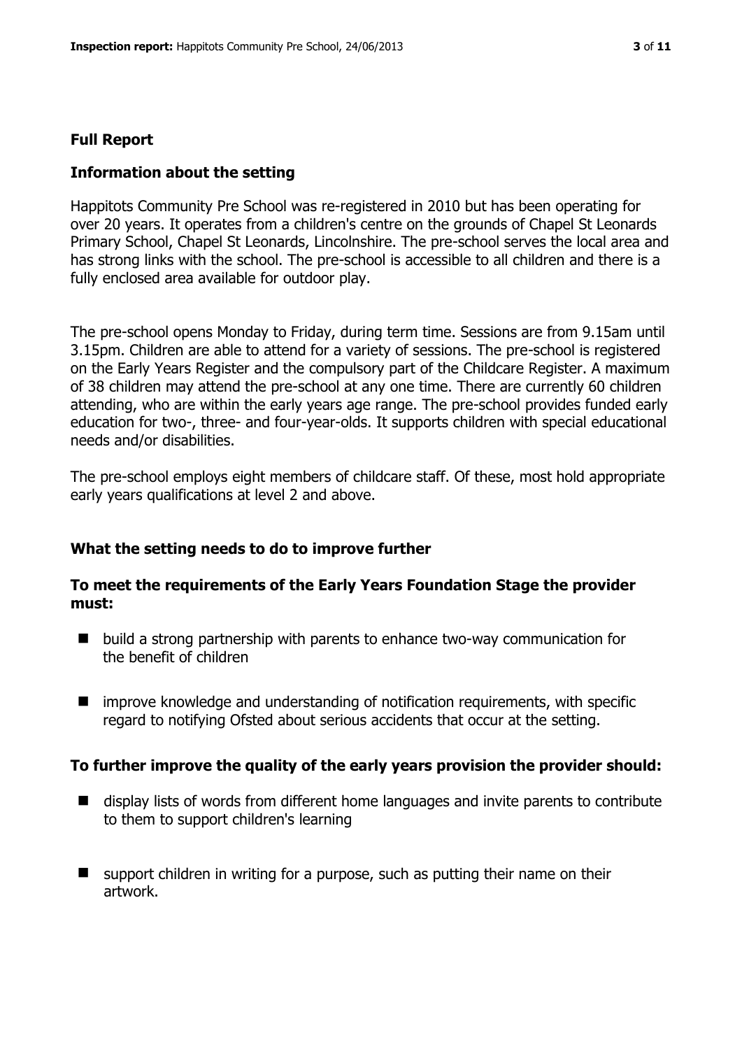## Full Report

### Information about the setting

Happitots Community Pre School was re-registered in 2010 but has been operating for over 20 years. It operates from a children's centre on the grounds of Chapel St Leonards Primary School, Chapel St Leonards, Lincolnshire. The pre-school serves the local area and has strong links with the school. The pre-school is accessible to all children and there is a fully enclosed area available for outdoor play.

The pre-school opens Monday to Friday, during term time. Sessions are from 9.15am until 3.15pm. Children are able to attend for a variety of sessions. The pre-school is registered on the Early Years Register and the compulsory part of the Childcare Register. A maximum of 38 children may attend the pre-school at any one time. There are currently 60 children attending, who are within the early years age range. The pre-school provides funded early education for two-, three- and four-year-olds. It supports children with special educational needs and/or disabilities.

The pre-school employs eight members of childcare staff. Of these, most hold appropriate early years qualifications at level 2 and above.

### What the setting needs to do to improve further

#### To meet the requirements of the Early Years Foundation Stage the provider must:

- build a strong partnership with parents to enhance two-way communication for the benefit of children
- improve knowledge and understanding of notification requirements, with specific regard to notifying Ofsted about serious accidents that occur at the setting.

#### To further improve the quality of the early years provision the provider should:

- display lists of words from different home languages and invite parents to contribute to them to support children's learning
- support children in writing for a purpose, such as putting their name on their artwork.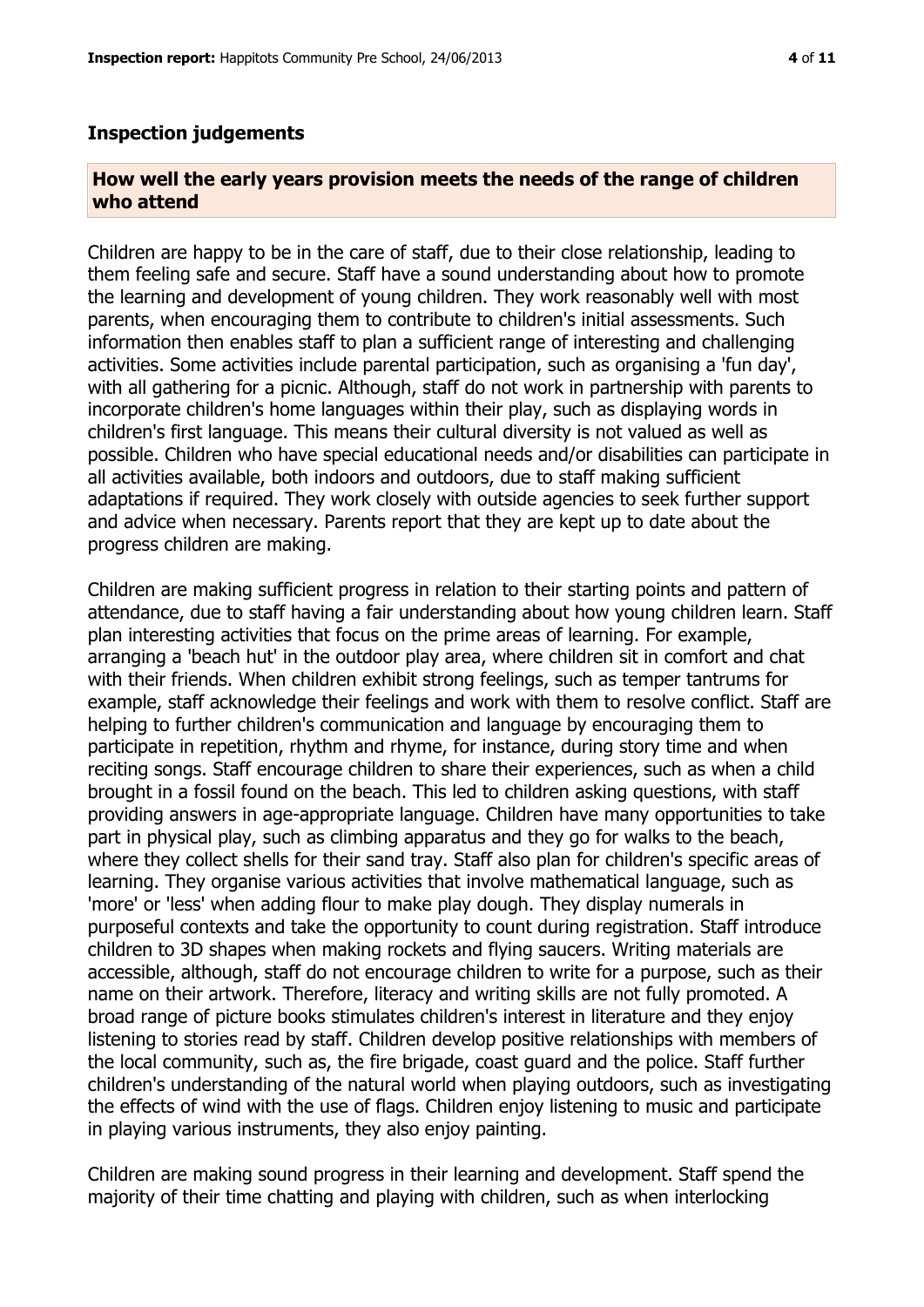## Inspection judgements

### How well the early years provision meets the needs of the range of children who attend

Children are happy to be in the care of staff, due to their close relationship, leading to them feeling safe and secure. Staff have a sound understanding about how to promote the learning and development of young children. They work reasonably well with most parents, when encouraging them to contribute to children's initial assessments. Such information then enables staff to plan a sufficient range of interesting and challenging activities. Some activities include parental participation, such as organising a 'fun day', with all gathering for a picnic. Although, staff do not work in partnership with parents to incorporate children's home languages within their play, such as displaying words in children's first language. This means their cultural diversity is not valued as well as possible. Children who have special educational needs and/or disabilities can participate in all activities available, both indoors and outdoors, due to staff making sufficient adaptations if required. They work closely with outside agencies to seek further support and advice when necessary. Parents report that they are kept up to date about the progress children are making.

Children are making sufficient progress in relation to their starting points and pattern of attendance, due to staff having a fair understanding about how young children learn. Staff plan interesting activities that focus on the prime areas of learning. For example, arranging a 'beach hut' in the outdoor play area, where children sit in comfort and chat with their friends. When children exhibit strong feelings, such as temper tantrums for example, staff acknowledge their feelings and work with them to resolve conflict. Staff are helping to further children's communication and language by encouraging them to participate in repetition, rhythm and rhyme, for instance, during story time and when reciting songs. Staff encourage children to share their experiences, such as when a child brought in a fossil found on the beach. This led to children asking questions, with staff providing answers in age-appropriate language. Children have many opportunities to take part in physical play, such as climbing apparatus and they go for walks to the beach, where they collect shells for their sand tray. Staff also plan for children's specific areas of learning. They organise various activities that involve mathematical language, such as 'more' or 'less' when adding flour to make play dough. They display numerals in purposeful contexts and take the opportunity to count during registration. Staff introduce children to 3D shapes when making rockets and flying saucers. Writing materials are accessible, although, staff do not encourage children to write for a purpose, such as their name on their artwork. Therefore, literacy and writing skills are not fully promoted. A broad range of picture books stimulates children's interest in literature and they enjoy listening to stories read by staff. Children develop positive relationships with members of the local community, such as, the fire brigade, coast guard and the police. Staff further children's understanding of the natural world when playing outdoors, such as investigating the effects of wind with the use of flags. Children enjoy listening to music and participate in playing various instruments, they also enjoy painting.

Children are making sound progress in their learning and development. Staff spend the majority of their time chatting and playing with children, such as when interlocking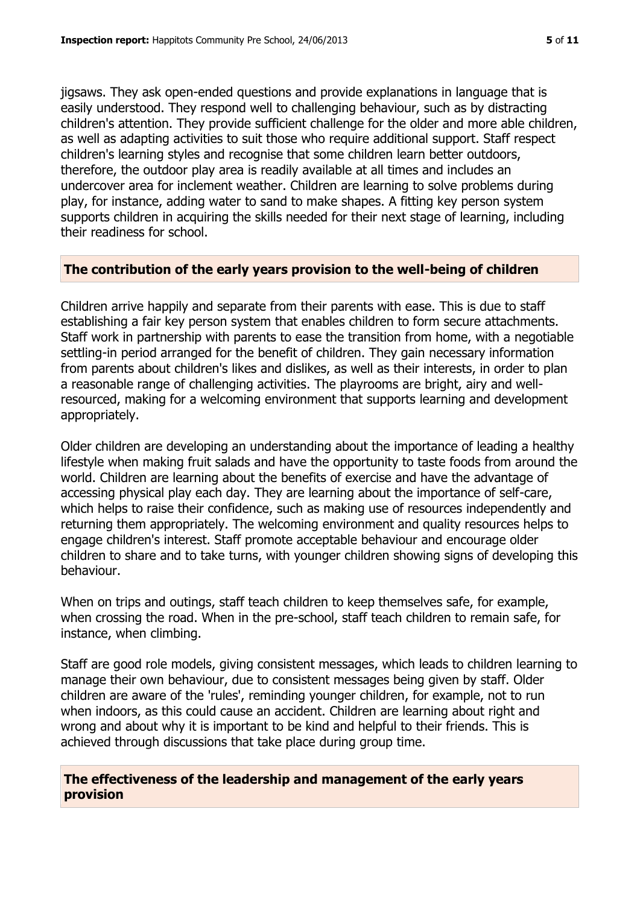jigsaws. They ask open-ended questions and provide explanations in language that is easily understood. They respond well to challenging behaviour, such as by distracting children's attention. They provide sufficient challenge for the older and more able children, as well as adapting activities to suit those who require additional support. Staff respect children's learning styles and recognise that some children learn better outdoors, therefore, the outdoor play area is readily available at all times and includes an undercover area for inclement weather. Children are learning to solve problems during play, for instance, adding water to sand to make shapes. A fitting key person system supports children in acquiring the skills needed for their next stage of learning, including their readiness for school.

## The contribution of the early years provision to the well-being of children

Children arrive happily and separate from their parents with ease. This is due to staff establishing a fair key person system that enables children to form secure attachments. Staff work in partnership with parents to ease the transition from home, with a negotiable settling-in period arranged for the benefit of children. They gain necessary information from parents about children's likes and dislikes, as well as their interests, in order to plan a reasonable range of challenging activities. The playrooms are bright, airy and well-resourced, making for a welcoming environment that supports learning and development appropriately.

Older children are developing an understanding about the importance of leading a healthy lifestyle when making fruit salads and have the opportunity to taste foods from around the world. Children are learning about the benefits of exercise and have the advantage of accessing physical play each day. They are learning about the importance of self-care, which helps to raise their confidence, such as making use of resources independently and returning them appropriately. The welcoming environment and quality resources helps to engage children's interest. Staff promote acceptable behaviour and encourage older children to share and to take turns, with younger children showing signs of developing this behaviour.

When on trips and outings, staff teach children to keep themselves safe, for example, when crossing the road. When in the pre-school, staff teach children to remain safe, for instance, when climbing.

Staff are good role models, giving consistent messages, which leads to children learning to manage their own behaviour, due to consistent messages being given by staff. Older children are aware of the 'rules', reminding younger children, for example, not to run when indoors, as this could cause an accident. Children are learning about right and wrong and about why it is important to be kind and helpful to their friends. This is achieved through discussions that take place during group time.

## The effectiveness of the leadership and management of the early years provision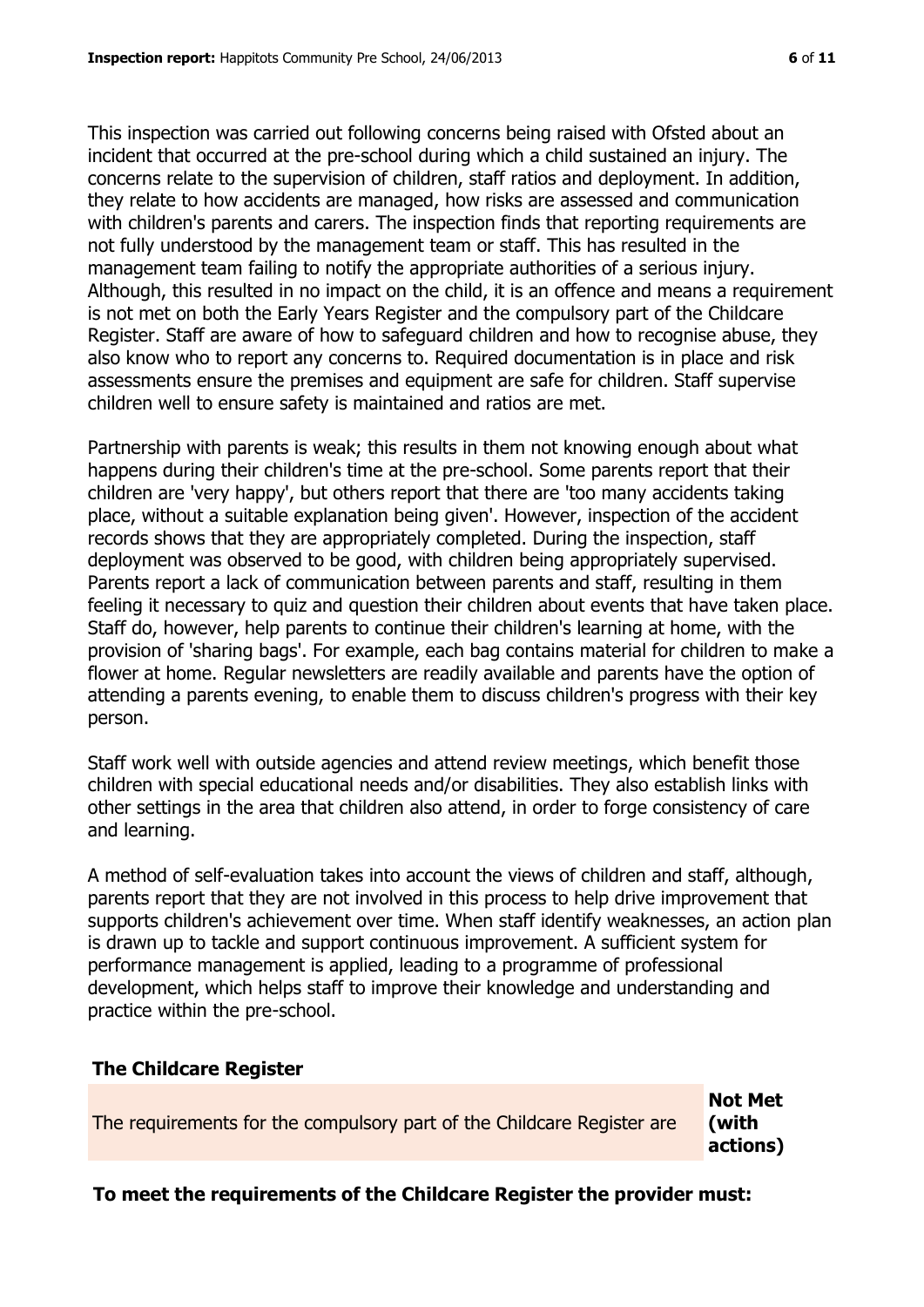This inspection was carried out following concerns being raised with Ofsted about an incident that occurred at the pre-school during which a child sustained an injury. The concerns relate to the supervision of children, staff ratios and deployment. In addition, they relate to how accidents are managed, how risks are assessed and communication with children's parents and carers. The inspection finds that reporting requirements are not fully understood by the management team or staff. This has resulted in the management team failing to notify the appropriate authorities of a serious injury. Although, this resulted in no impact on the child, it is an offence and means a requirement is not met on both the Early Years Register and the compulsory part of the Childcare Register. Staff are aware of how to safeguard children and how to recognise abuse, they also know who to report any concerns to. Required documentation is in place and risk assessments ensure the premises and equipment are safe for children. Staff supervise children well to ensure safety is maintained and ratios are met.

Partnership with parents is weak; this results in them not knowing enough about what happens during their children's time at the pre-school. Some parents report that their children are 'very happy', but others report that there are 'too many accidents taking place, without a suitable explanation being given'. However, inspection of the accident records shows that they are appropriately completed. During the inspection, staff deployment was observed to be good, with children being appropriately supervised. Parents report a lack of communication between parents and staff, resulting in them feeling it necessary to quiz and question their children about events that have taken place. Staff do, however, help parents to continue their children's learning at home, with the provision of 'sharing bags'. For example, each bag contains material for children to make a flower at home. Regular newsletters are readily available and parents have the option of attending a parents evening, to enable them to discuss children's progress with their key person.

Staff work well with outside agencies and attend review meetings, which benefit those children with special educational needs and/or disabilities. They also establish links with other settings in the area that children also attend, in order to forge consistency of care and learning.

A method of self-evaluation takes into account the views of children and staff, although, parents report that they are not involved in this process to help drive improvement that supports children's achievement over time. When staff identify weaknesses, an action plan is drawn up to tackle and support continuous improvement. A sufficient system for performance management is applied, leading to a programme of professional development, which helps staff to improve their knowledge and understanding and practice within the pre-school.

## The Childcare Register

| | |
|---|---|
| The requirements for the compulsory part of the Childcare Register are | **Not Met (with actions)** |

**To meet the requirements of the Childcare Register the provider must:**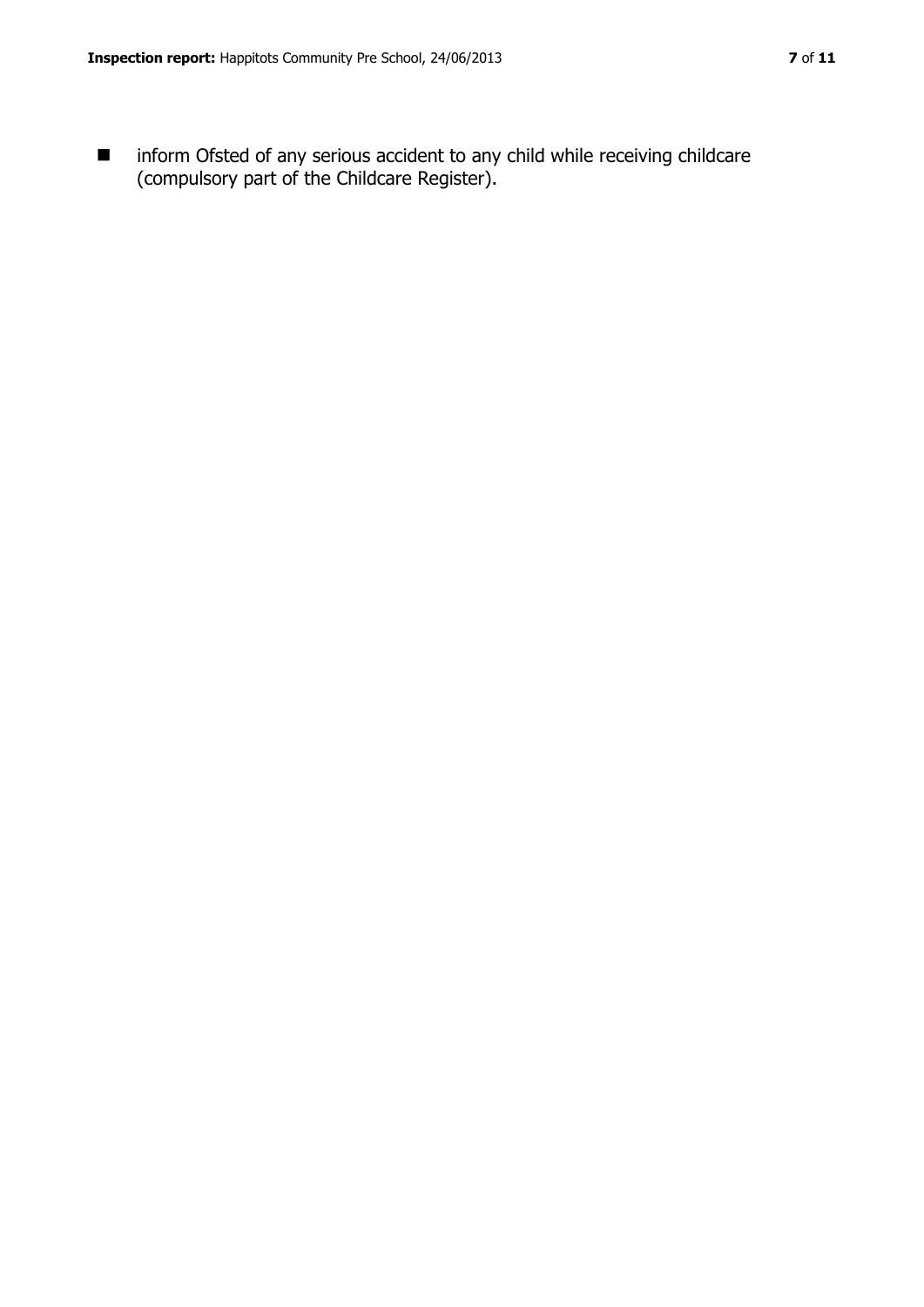- inform Ofsted of any serious accident to any child while receiving childcare (compulsory part of the Childcare Register).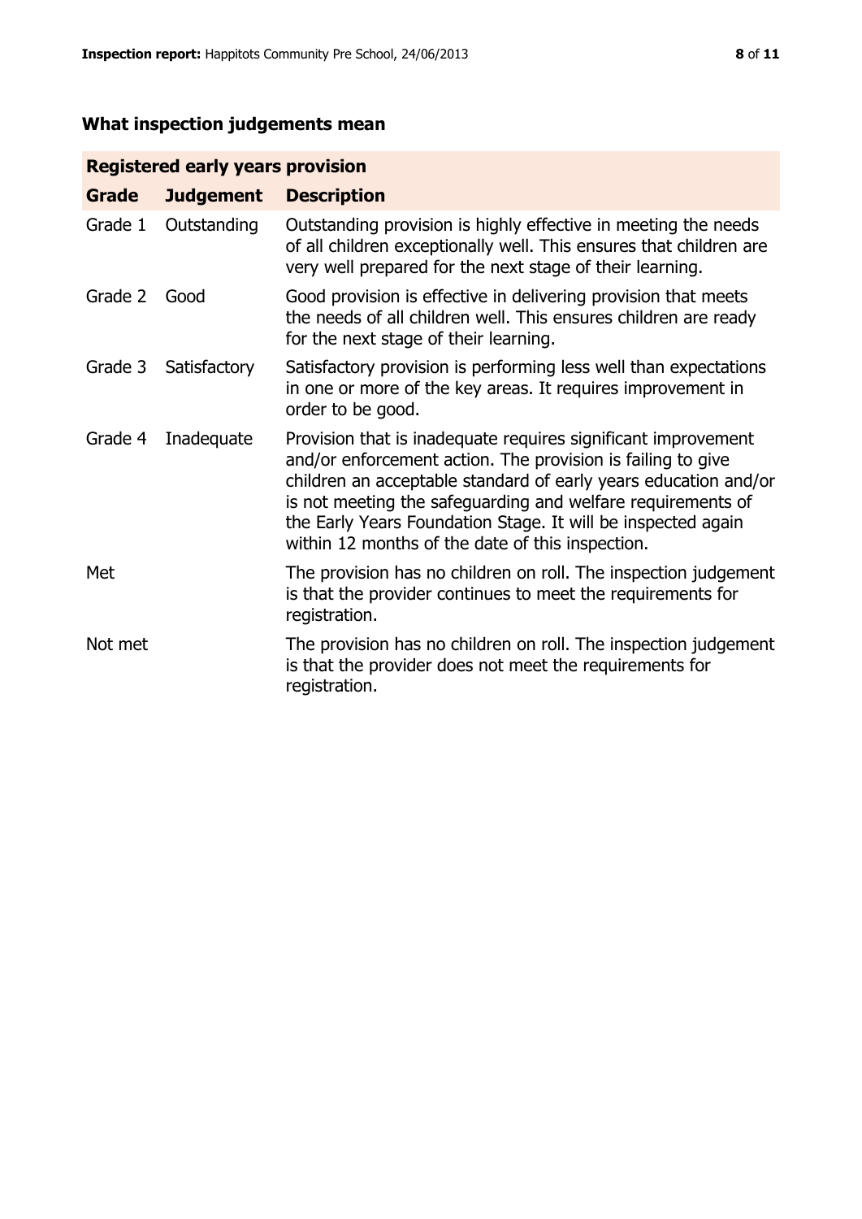## What inspection judgements mean

| Registered early years provision | | |
|---|---|---|
| **Grade** | **Judgement** | **Description** |
| Grade 1 | Outstanding | Outstanding provision is highly effective in meeting the needs of all children exceptionally well. This ensures that children are very well prepared for the next stage of their learning. |
| Grade 2 | Good | Good provision is effective in delivering provision that meets the needs of all children well. This ensures children are ready for the next stage of their learning. |
| Grade 3 | Satisfactory | Satisfactory provision is performing less well than expectations in one or more of the key areas. It requires improvement in order to be good. |
| Grade 4 | Inadequate | Provision that is inadequate requires significant improvement and/or enforcement action. The provision is failing to give children an acceptable standard of early years education and/or is not meeting the safeguarding and welfare requirements of the Early Years Foundation Stage. It will be inspected again within 12 months of the date of this inspection. |
| Met | | The provision has no children on roll. The inspection judgement is that the provider continues to meet the requirements for registration. |
| Not met | | The provision has no children on roll. The inspection judgement is that the provider does not meet the requirements for registration. |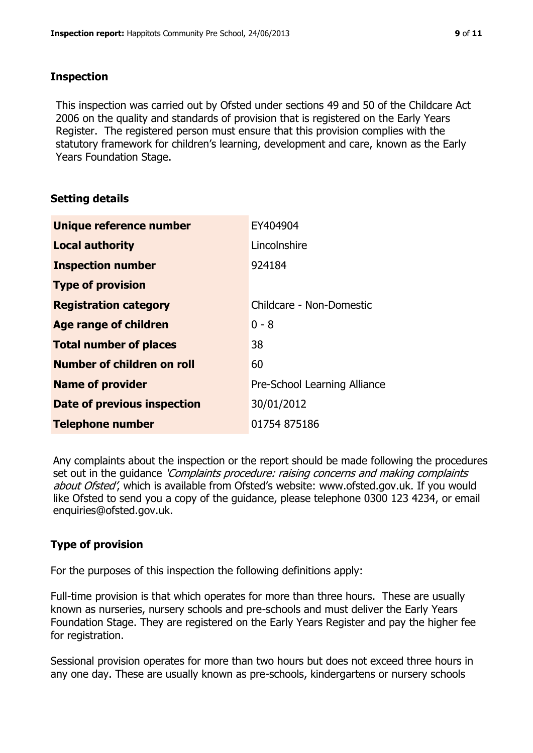## Inspection

This inspection was carried out by Ofsted under sections 49 and 50 of the Childcare Act 2006 on the quality and standards of provision that is registered on the Early Years Register. The registered person must ensure that this provision complies with the statutory framework for children's learning, development and care, known as the Early Years Foundation Stage.

## Setting details

| | |
|---|---|
| **Unique reference number** | EY404904 |
| **Local authority** | Lincolnshire |
| **Inspection number** | 924184 |
| **Type of provision** | |
| **Registration category** | Childcare - Non-Domestic |
| **Age range of children** | 0 - 8 |
| **Total number of places** | 38 |
| **Number of children on roll** | 60 |
| **Name of provider** | Pre-School Learning Alliance |
| **Date of previous inspection** | 30/01/2012 |
| **Telephone number** | 01754 875186 |

Any complaints about the inspection or the report should be made following the procedures set out in the guidance *'Complaints procedure: raising concerns and making complaints about Ofsted'*, which is available from Ofsted's website: www.ofsted.gov.uk. If you would like Ofsted to send you a copy of the guidance, please telephone 0300 123 4234, or email enquiries@ofsted.gov.uk.

## Type of provision

For the purposes of this inspection the following definitions apply:

Full-time provision is that which operates for more than three hours. These are usually known as nurseries, nursery schools and pre-schools and must deliver the Early Years Foundation Stage. They are registered on the Early Years Register and pay the higher fee for registration.

Sessional provision operates for more than two hours but does not exceed three hours in any one day. These are usually known as pre-schools, kindergartens or nursery schools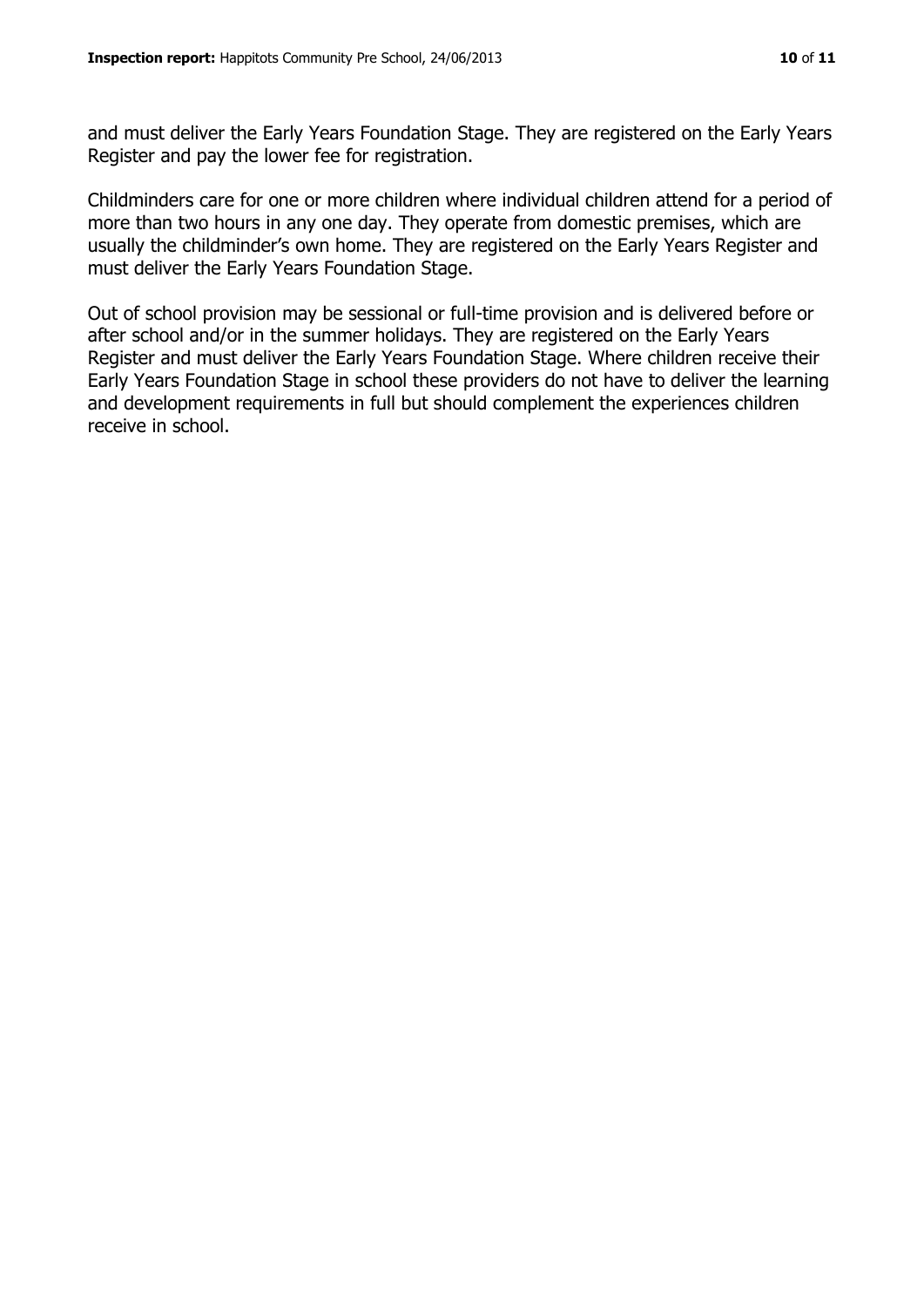and must deliver the Early Years Foundation Stage. They are registered on the Early Years Register and pay the lower fee for registration.

Childminders care for one or more children where individual children attend for a period of more than two hours in any one day. They operate from domestic premises, which are usually the childminder's own home. They are registered on the Early Years Register and must deliver the Early Years Foundation Stage.

Out of school provision may be sessional or full-time provision and is delivered before or after school and/or in the summer holidays. They are registered on the Early Years Register and must deliver the Early Years Foundation Stage. Where children receive their Early Years Foundation Stage in school these providers do not have to deliver the learning and development requirements in full but should complement the experiences children receive in school.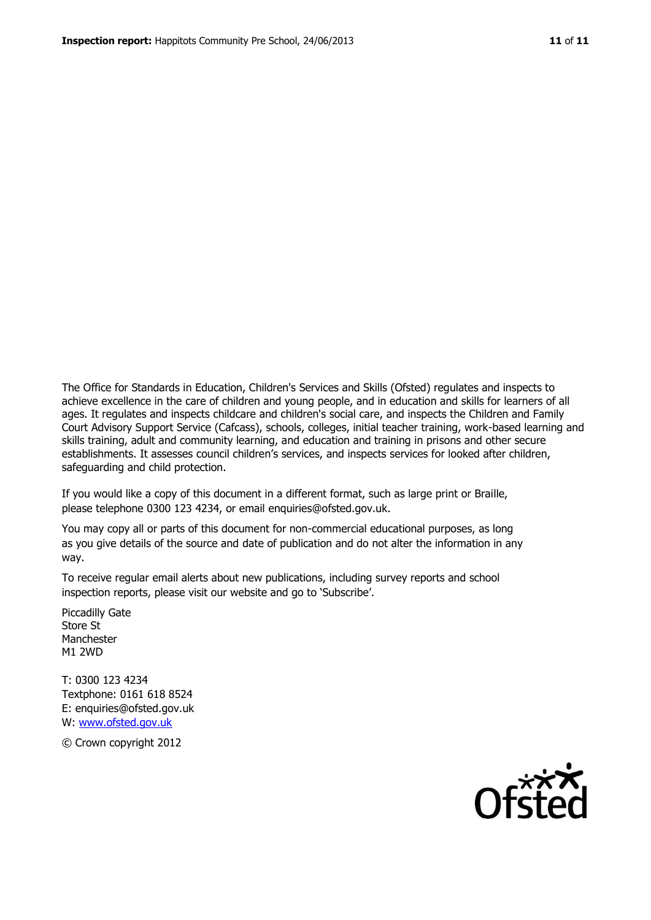The Office for Standards in Education, Children's Services and Skills (Ofsted) regulates and inspects to achieve excellence in the care of children and young people, and in education and skills for learners of all ages. It regulates and inspects childcare and children's social care, and inspects the Children and Family Court Advisory Support Service (Cafcass), schools, colleges, initial teacher training, work-based learning and skills training, adult and community learning, and education and training in prisons and other secure establishments. It assesses council children's services, and inspects services for looked after children, safeguarding and child protection.

If you would like a copy of this document in a different format, such as large print or Braille, please telephone 0300 123 4234, or email enquiries@ofsted.gov.uk.

You may copy all or parts of this document for non-commercial educational purposes, as long as you give details of the source and date of publication and do not alter the information in any way.

To receive regular email alerts about new publications, including survey reports and school inspection reports, please visit our website and go to 'Subscribe'.

Piccadilly Gate
Store St
Manchester
M1 2WD

T: 0300 123 4234
Textphone: 0161 618 8524
E: enquiries@ofsted.gov.uk
W: www.ofsted.gov.uk

© Crown copyright 2012

Ofsted